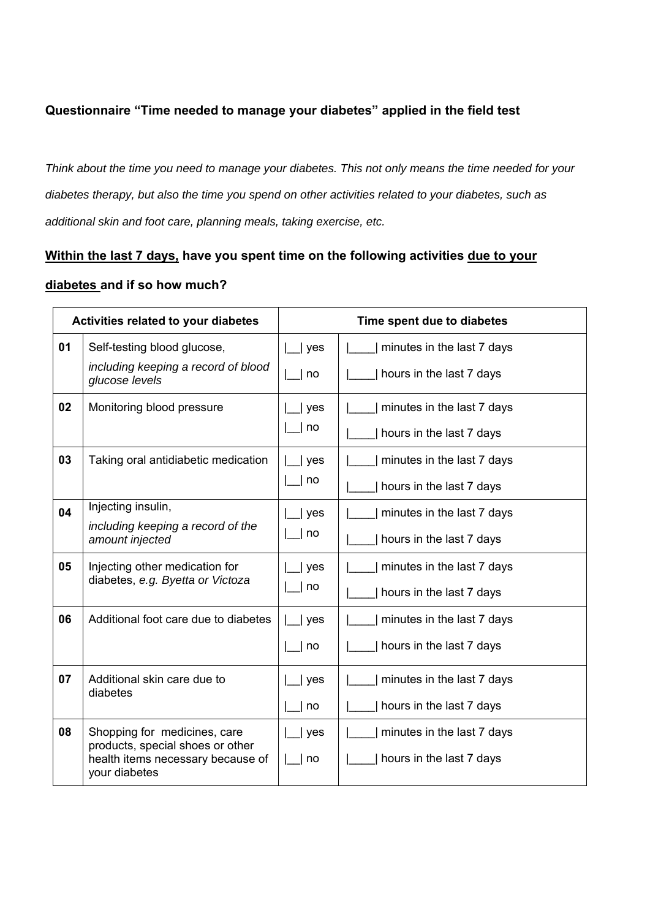**Questionnaire "Time needed to manage your diabetes" applied in the field test**

*Think about the time you need to manage your diabetes. This not only means the time needed for your diabetes therapy, but also the time you spend on other activities related to your diabetes, such as additional skin and foot care, planning meals, taking exercise, etc.*

**Within the last 7 days, have you spent time on the following activities due to your diabetes and if so how much?**

| Activities related to your diabetes | | Time spent due to diabetes | |
|---|---|---|---|
| **01** | Self-testing blood glucose, *including keeping a record of blood glucose levels* | \|__\| yes<br>\|__\| no | \|____\| minutes in the last 7 days<br>\|____\| hours in the last 7 days |
| **02** | Monitoring blood pressure | \|__\| yes<br>\|__\| no | \|____\| minutes in the last 7 days<br>\|____\| hours in the last 7 days |
| **03** | Taking oral antidiabetic medication | \|__\| yes<br>\|__\| no | \|____\| minutes in the last 7 days<br>\|____\| hours in the last 7 days |
| **04** | Injecting insulin, *including keeping a record of the amount injected* | \|__\| yes<br>\|__\| no | \|____\| minutes in the last 7 days<br>\|____\| hours in the last 7 days |
| **05** | Injecting other medication for diabetes, *e.g. Byetta or Victoza* | \|__\| yes<br>\|__\| no | \|____\| minutes in the last 7 days<br>\|____\| hours in the last 7 days |
| **06** | Additional foot care due to diabetes | \|__\| yes<br>\|__\| no | \|____\| minutes in the last 7 days<br>\|____\| hours in the last 7 days |
| **07** | Additional skin care due to diabetes | \|__\| yes<br>\|__\| no | \|____\| minutes in the last 7 days<br>\|____\| hours in the last 7 days |
| **08** | Shopping for medicines, care products, special shoes or other health items necessary because of your diabetes | \|__\| yes<br>\|__\| no | \|____\| minutes in the last 7 days<br>\|____\| hours in the last 7 days |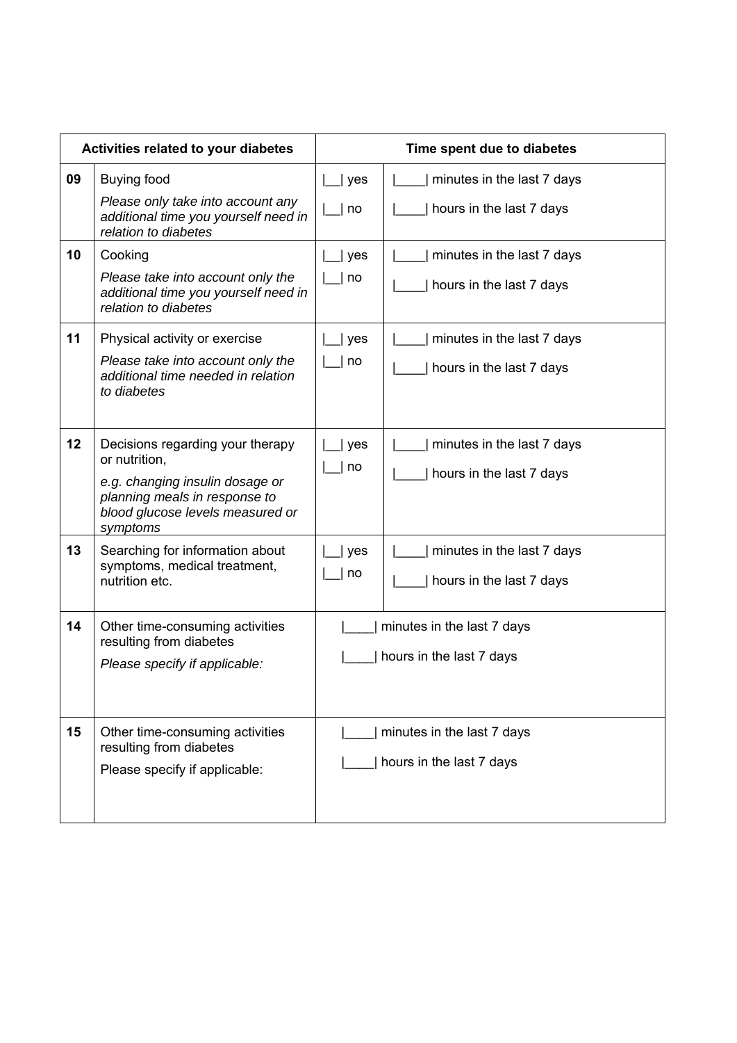| Activities related to your diabetes | | Time spent due to diabetes | |
|---|---|---|---|
| 09 | Buying food<br>*Please only take into account any additional time you yourself need in relation to diabetes* | \|__\| yes<br>\|__\| no | \|____\| minutes in the last 7 days<br>\|____\| hours in the last 7 days |
| 10 | Cooking<br>*Please take into account only the additional time you yourself need in relation to diabetes* | \|__\| yes<br>\|__\| no | \|____\| minutes in the last 7 days<br>\|____\| hours in the last 7 days |
| 11 | Physical activity or exercise<br>*Please take into account only the additional time needed in relation to diabetes* | \|__\| yes<br>\|__\| no | \|____\| minutes in the last 7 days<br>\|____\| hours in the last 7 days |
| 12 | Decisions regarding your therapy or nutrition,<br>*e.g. changing insulin dosage or planning meals in response to blood glucose levels measured or symptoms* | \|__\| yes<br>\|__\| no | \|____\| minutes in the last 7 days<br>\|____\| hours in the last 7 days |
| 13 | Searching for information about symptoms, medical treatment, nutrition etc. | \|__\| yes<br>\|__\| no | \|____\| minutes in the last 7 days<br>\|____\| hours in the last 7 days |
| 14 | Other time-consuming activities resulting from diabetes<br>*Please specify if applicable:* | \|____\| minutes in the last 7 days<br>\|____\| hours in the last 7 days | |
| 15 | Other time-consuming activities resulting from diabetes<br>Please specify if applicable: | \|____\| minutes in the last 7 days<br>\|____\| hours in the last 7 days | |